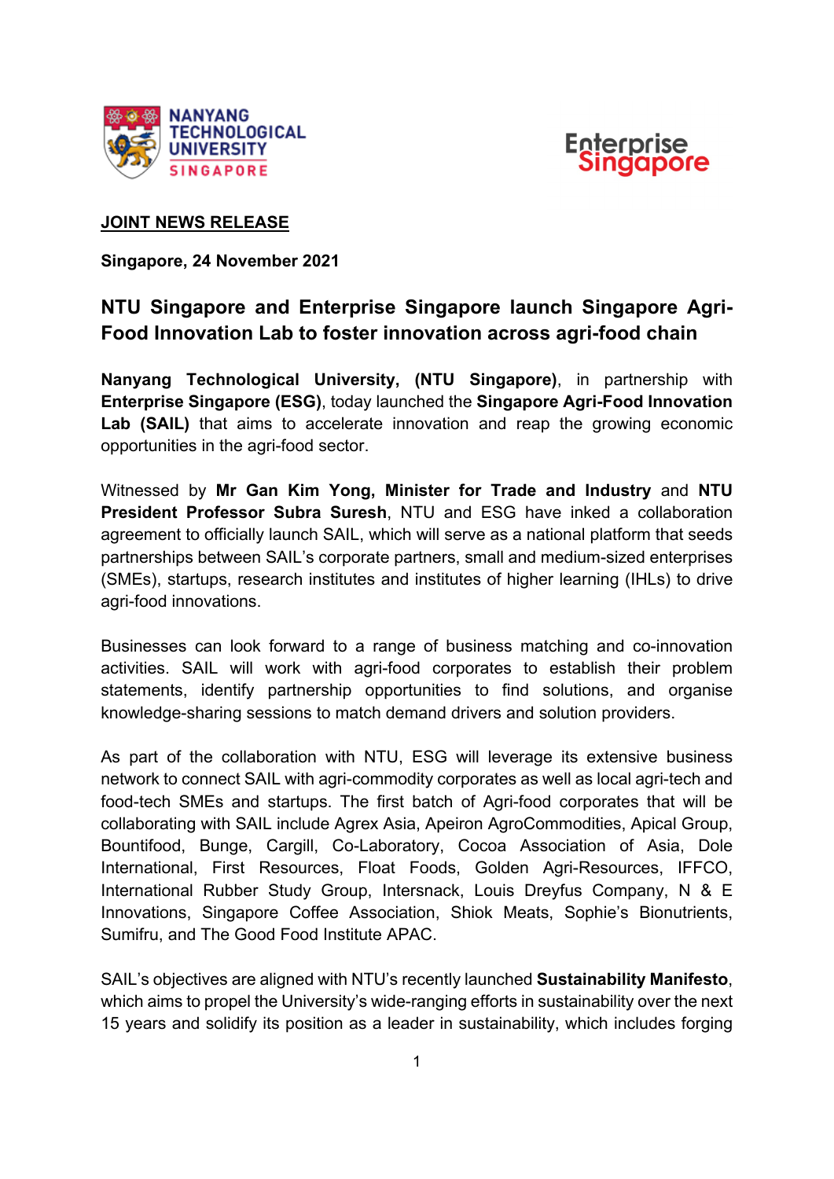**JOINT NEWS RELEASE**

**Singapore, 24 November 2021**

# NTU Singapore and Enterprise Singapore launch Singapore Agri-Food Innovation Lab to foster innovation across agri-food chain

**Nanyang Technological University, (NTU Singapore)**, in partnership with **Enterprise Singapore (ESG)**, today launched the **Singapore Agri-Food Innovation Lab (SAIL)** that aims to accelerate innovation and reap the growing economic opportunities in the agri-food sector.

Witnessed by **Mr Gan Kim Yong, Minister for Trade and Industry** and **NTU President Professor Subra Suresh**, NTU and ESG have inked a collaboration agreement to officially launch SAIL, which will serve as a national platform that seeds partnerships between SAIL's corporate partners, small and medium-sized enterprises (SMEs), startups, research institutes and institutes of higher learning (IHLs) to drive agri-food innovations.

Businesses can look forward to a range of business matching and co-innovation activities. SAIL will work with agri-food corporates to establish their problem statements, identify partnership opportunities to find solutions, and organise knowledge-sharing sessions to match demand drivers and solution providers.

As part of the collaboration with NTU, ESG will leverage its extensive business network to connect SAIL with agri-commodity corporates as well as local agri-tech and food-tech SMEs and startups. The first batch of Agri-food corporates that will be collaborating with SAIL include Agrex Asia, Apeiron AgroCommodities, Apical Group, Bountifood, Bunge, Cargill, Co-Laboratory, Cocoa Association of Asia, Dole International, First Resources, Float Foods, Golden Agri-Resources, IFFCO, International Rubber Study Group, Intersnack, Louis Dreyfus Company, N & E Innovations, Singapore Coffee Association, Shiok Meats, Sophie's Bionutrients, Sumifru, and The Good Food Institute APAC.

SAIL's objectives are aligned with NTU's recently launched **Sustainability Manifesto**, which aims to propel the University's wide-ranging efforts in sustainability over the next 15 years and solidify its position as a leader in sustainability, which includes forging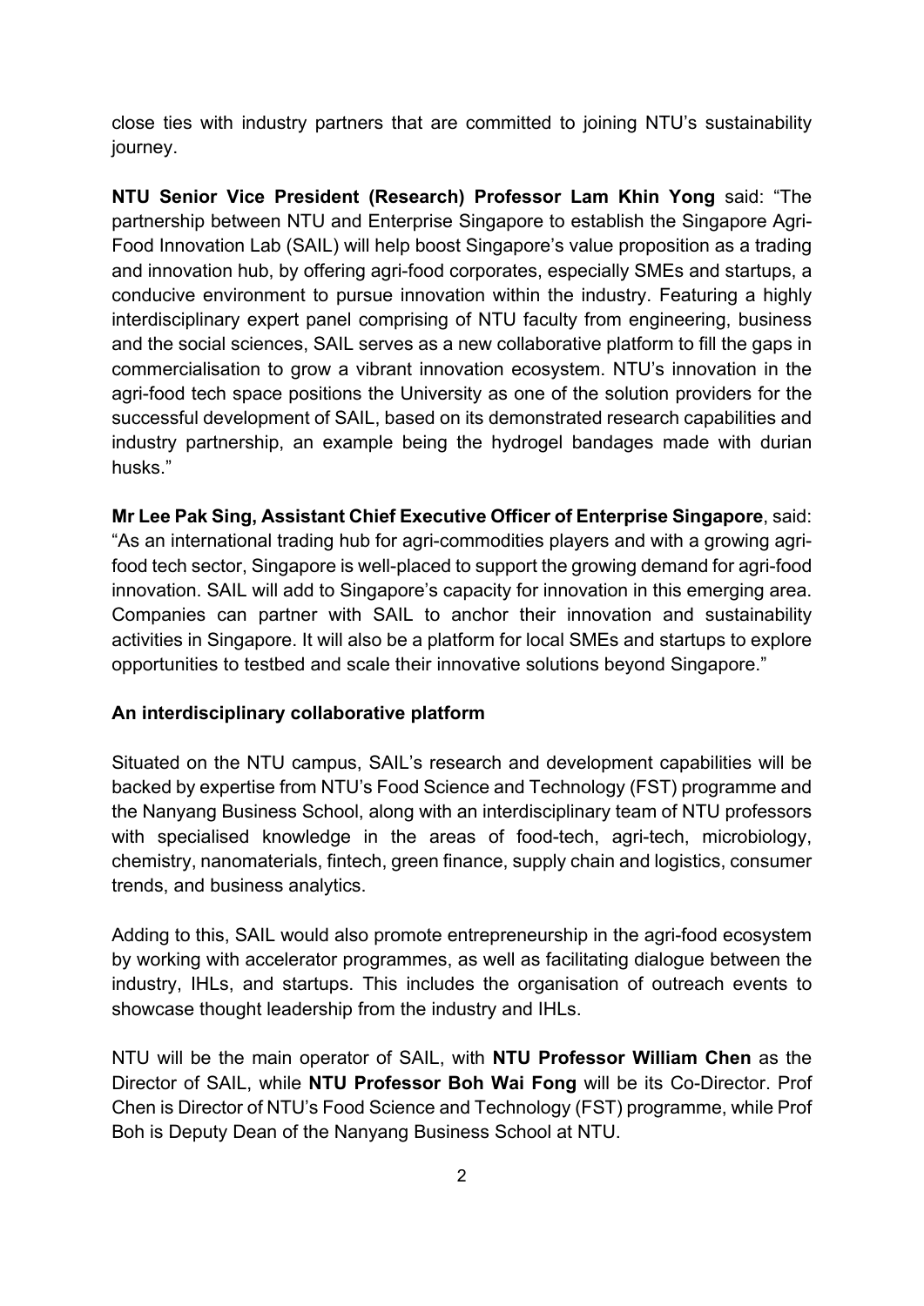close ties with industry partners that are committed to joining NTU's sustainability journey.

**NTU Senior Vice President (Research) Professor Lam Khin Yong** said: "The partnership between NTU and Enterprise Singapore to establish the Singapore Agri-Food Innovation Lab (SAIL) will help boost Singapore's value proposition as a trading and innovation hub, by offering agri-food corporates, especially SMEs and startups, a conducive environment to pursue innovation within the industry. Featuring a highly interdisciplinary expert panel comprising of NTU faculty from engineering, business and the social sciences, SAIL serves as a new collaborative platform to fill the gaps in commercialisation to grow a vibrant innovation ecosystem. NTU's innovation in the agri-food tech space positions the University as one of the solution providers for the successful development of SAIL, based on its demonstrated research capabilities and industry partnership, an example being the hydrogel bandages made with durian husks."

**Mr Lee Pak Sing, Assistant Chief Executive Officer of Enterprise Singapore**, said: "As an international trading hub for agri-commodities players and with a growing agri-food tech sector, Singapore is well-placed to support the growing demand for agri-food innovation. SAIL will add to Singapore's capacity for innovation in this emerging area. Companies can partner with SAIL to anchor their innovation and sustainability activities in Singapore. It will also be a platform for local SMEs and startups to explore opportunities to testbed and scale their innovative solutions beyond Singapore."

**An interdisciplinary collaborative platform**

Situated on the NTU campus, SAIL's research and development capabilities will be backed by expertise from NTU's Food Science and Technology (FST) programme and the Nanyang Business School, along with an interdisciplinary team of NTU professors with specialised knowledge in the areas of food-tech, agri-tech, microbiology, chemistry, nanomaterials, fintech, green finance, supply chain and logistics, consumer trends, and business analytics.

Adding to this, SAIL would also promote entrepreneurship in the agri-food ecosystem by working with accelerator programmes, as well as facilitating dialogue between the industry, IHLs, and startups. This includes the organisation of outreach events to showcase thought leadership from the industry and IHLs.

NTU will be the main operator of SAIL, with **NTU Professor William Chen** as the Director of SAIL, while **NTU Professor Boh Wai Fong** will be its Co-Director. Prof Chen is Director of NTU's Food Science and Technology (FST) programme, while Prof Boh is Deputy Dean of the Nanyang Business School at NTU.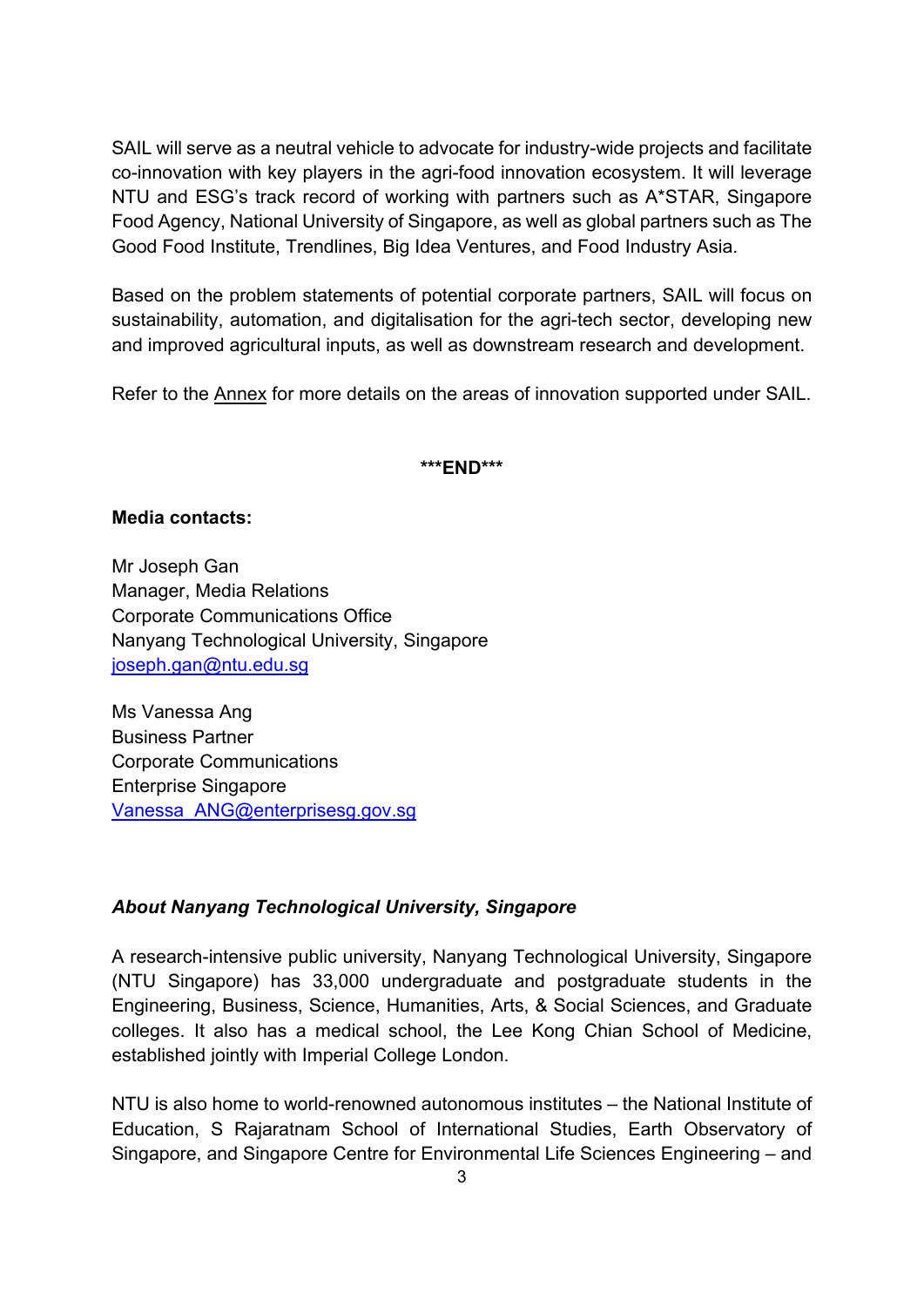SAIL will serve as a neutral vehicle to advocate for industry-wide projects and facilitate co-innovation with key players in the agri-food innovation ecosystem. It will leverage NTU and ESG's track record of working with partners such as A*STAR, Singapore Food Agency, National University of Singapore, as well as global partners such as The Good Food Institute, Trendlines, Big Idea Ventures, and Food Industry Asia.

Based on the problem statements of potential corporate partners, SAIL will focus on sustainability, automation, and digitalisation for the agri-tech sector, developing new and improved agricultural inputs, as well as downstream research and development.

Refer to the Annex for more details on the areas of innovation supported under SAIL.

**\*\*\*END\*\*\***

**Media contacts:**

Mr Joseph Gan
Manager, Media Relations
Corporate Communications Office
Nanyang Technological University, Singapore
joseph.gan@ntu.edu.sg

Ms Vanessa Ang
Business Partner
Corporate Communications
Enterprise Singapore
Vanessa_ANG@enterprisesg.gov.sg

***About Nanyang Technological University, Singapore***

A research-intensive public university, Nanyang Technological University, Singapore (NTU Singapore) has 33,000 undergraduate and postgraduate students in the Engineering, Business, Science, Humanities, Arts, & Social Sciences, and Graduate colleges. It also has a medical school, the Lee Kong Chian School of Medicine, established jointly with Imperial College London.

NTU is also home to world-renowned autonomous institutes – the National Institute of Education, S Rajaratnam School of International Studies, Earth Observatory of Singapore, and Singapore Centre for Environmental Life Sciences Engineering – and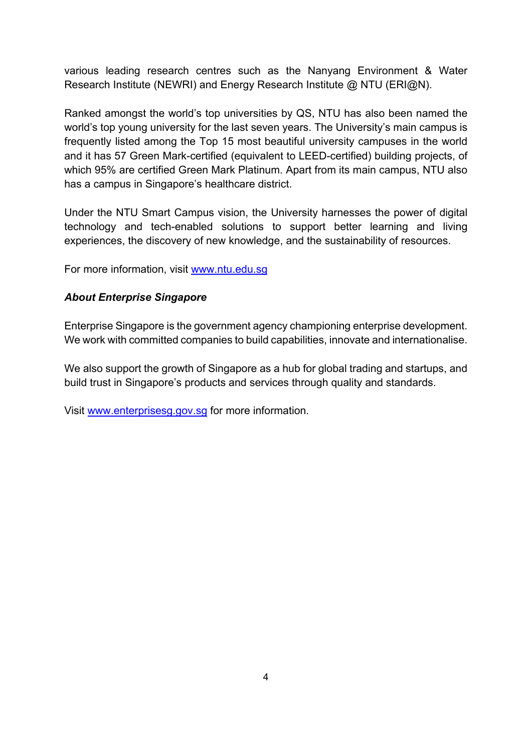various leading research centres such as the Nanyang Environment & Water Research Institute (NEWRI) and Energy Research Institute @ NTU (ERI@N).

Ranked amongst the world's top universities by QS, NTU has also been named the world's top young university for the last seven years. The University's main campus is frequently listed among the Top 15 most beautiful university campuses in the world and it has 57 Green Mark-certified (equivalent to LEED-certified) building projects, of which 95% are certified Green Mark Platinum. Apart from its main campus, NTU also has a campus in Singapore's healthcare district.

Under the NTU Smart Campus vision, the University harnesses the power of digital technology and tech-enabled solutions to support better learning and living experiences, the discovery of new knowledge, and the sustainability of resources.

For more information, visit [www.ntu.edu.sg](http://www.ntu.edu.sg)

***About Enterprise Singapore***

Enterprise Singapore is the government agency championing enterprise development. We work with committed companies to build capabilities, innovate and internationalise.

We also support the growth of Singapore as a hub for global trading and startups, and build trust in Singapore's products and services through quality and standards.

Visit [www.enterprisesg.gov.sg](http://www.enterprisesg.gov.sg) for more information.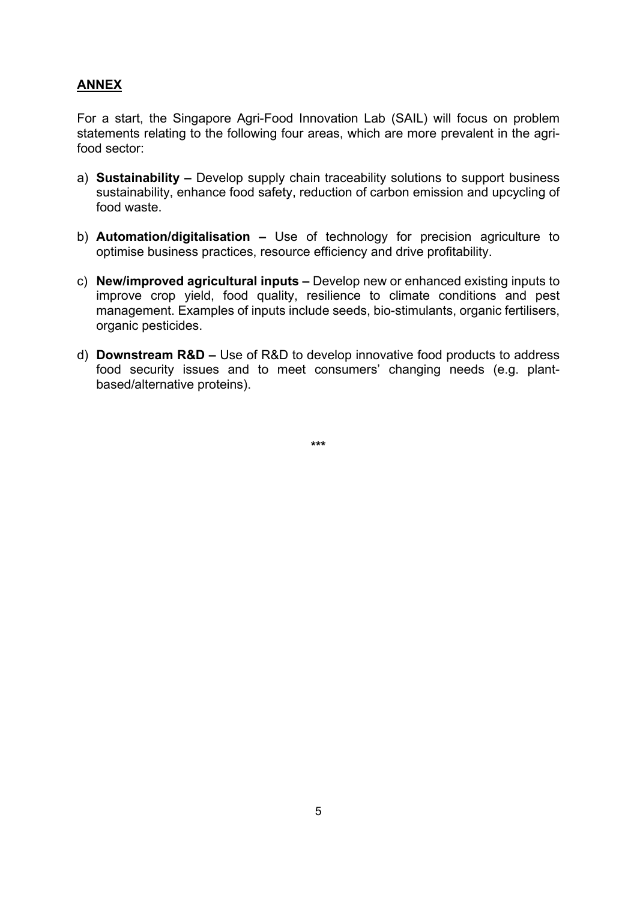## ANNEX

For a start, the Singapore Agri-Food Innovation Lab (SAIL) will focus on problem statements relating to the following four areas, which are more prevalent in the agri-food sector:

a) **Sustainability –** Develop supply chain traceability solutions to support business sustainability, enhance food safety, reduction of carbon emission and upcycling of food waste.

b) **Automation/digitalisation –** Use of technology for precision agriculture to optimise business practices, resource efficiency and drive profitability.

c) **New/improved agricultural inputs –** Develop new or enhanced existing inputs to improve crop yield, food quality, resilience to climate conditions and pest management. Examples of inputs include seeds, bio-stimulants, organic fertilisers, organic pesticides.

d) **Downstream R&D –** Use of R&D to develop innovative food products to address food security issues and to meet consumers' changing needs (e.g. plant-based/alternative proteins).

***